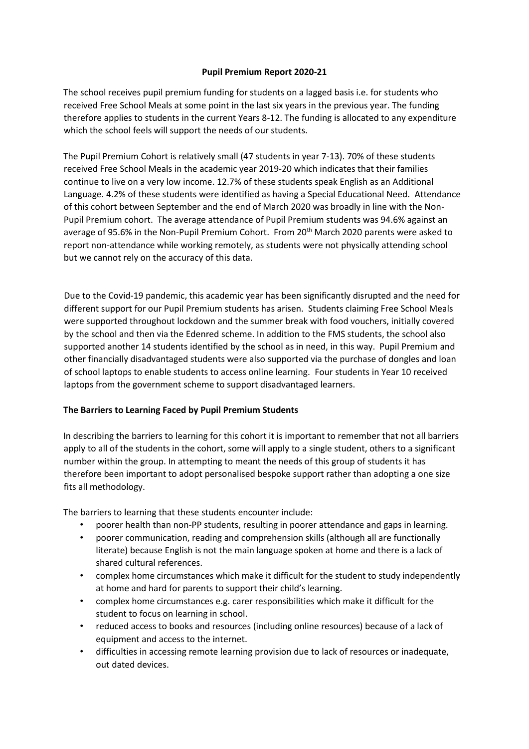**Pupil Premium Report 2020-21**

The school receives pupil premium funding for students on a lagged basis i.e. for students who received Free School Meals at some point in the last six years in the previous year. The funding therefore applies to students in the current Years 8-12. The funding is allocated to any expenditure which the school feels will support the needs of our students.

The Pupil Premium Cohort is relatively small (47 students in year 7-13). 70% of these students received Free School Meals in the academic year 2019-20 which indicates that their families continue to live on a very low income. 12.7% of these students speak English as an Additional Language. 4.2% of these students were identified as having a Special Educational Need. Attendance of this cohort between September and the end of March 2020 was broadly in line with the Non-Pupil Premium cohort. The average attendance of Pupil Premium students was 94.6% against an average of 95.6% in the Non-Pupil Premium Cohort. From 20th March 2020 parents were asked to report non-attendance while working remotely, as students were not physically attending school but we cannot rely on the accuracy of this data.

Due to the Covid-19 pandemic, this academic year has been significantly disrupted and the need for different support for our Pupil Premium students has arisen. Students claiming Free School Meals were supported throughout lockdown and the summer break with food vouchers, initially covered by the school and then via the Edenred scheme. In addition to the FMS students, the school also supported another 14 students identified by the school as in need, in this way. Pupil Premium and other financially disadvantaged students were also supported via the purchase of dongles and loan of school laptops to enable students to access online learning. Four students in Year 10 received laptops from the government scheme to support disadvantaged learners.

**The Barriers to Learning Faced by Pupil Premium Students**

In describing the barriers to learning for this cohort it is important to remember that not all barriers apply to all of the students in the cohort, some will apply to a single student, others to a significant number within the group. In attempting to meant the needs of this group of students it has therefore been important to adopt personalised bespoke support rather than adopting a one size fits all methodology.

The barriers to learning that these students encounter include:

- poorer health than non-PP students, resulting in poorer attendance and gaps in learning.
- poorer communication, reading and comprehension skills (although all are functionally literate) because English is not the main language spoken at home and there is a lack of shared cultural references.
- complex home circumstances which make it difficult for the student to study independently at home and hard for parents to support their child's learning.
- complex home circumstances e.g. carer responsibilities which make it difficult for the student to focus on learning in school.
- reduced access to books and resources (including online resources) because of a lack of equipment and access to the internet.
- difficulties in accessing remote learning provision due to lack of resources or inadequate, out dated devices.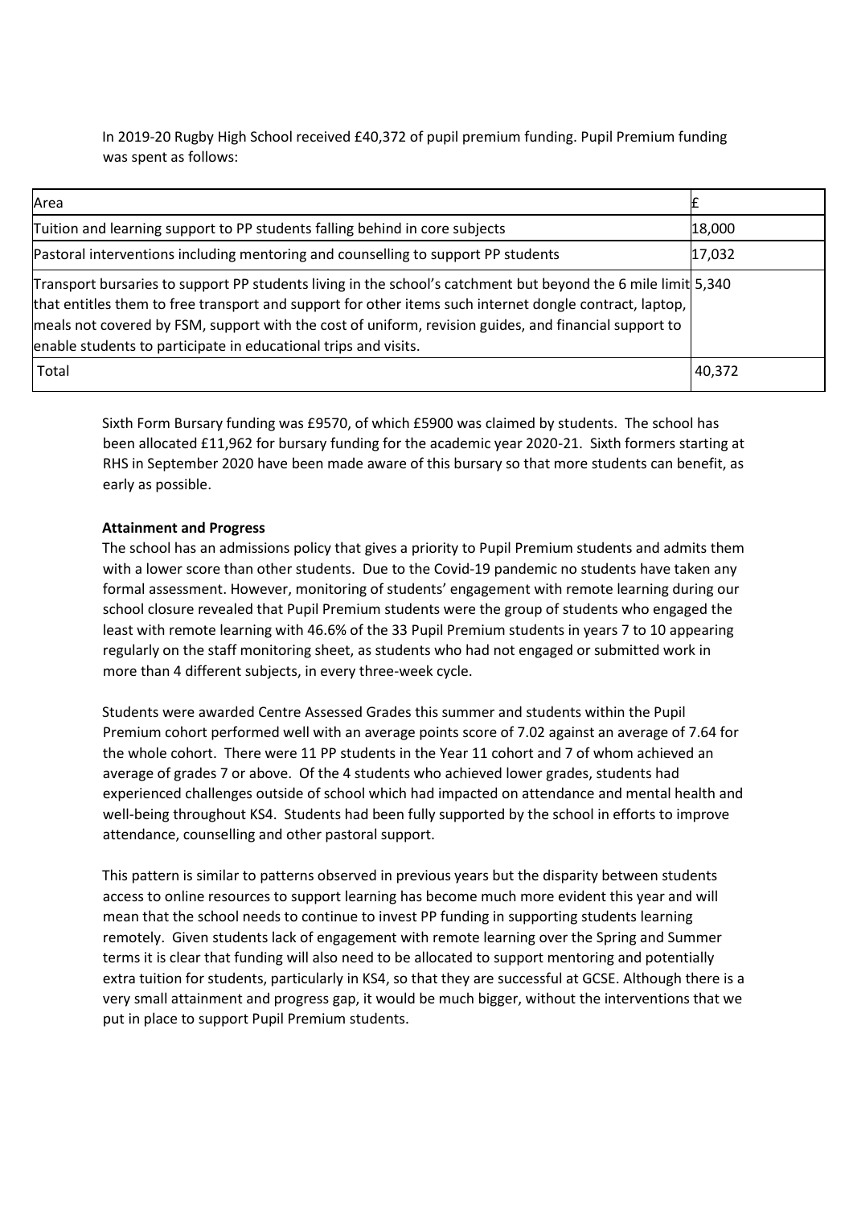In 2019-20 Rugby High School received £40,372 of pupil premium funding. Pupil Premium funding was spent as follows:

| Area | £ |
| --- | --- |
| Tuition and learning support to PP students falling behind in core subjects | 18,000 |
| Pastoral interventions including mentoring and counselling to support PP students | 17,032 |
| Transport bursaries to support PP students living in the school's catchment but beyond the 6 mile limit that entitles them to free transport and support for other items such internet dongle contract, laptop, meals not covered by FSM, support with the cost of uniform, revision guides, and financial support to enable students to participate in educational trips and visits. | 5,340 |
| Total | 40,372 |

Sixth Form Bursary funding was £9570, of which £5900 was claimed by students. The school has been allocated £11,962 for bursary funding for the academic year 2020-21. Sixth formers starting at RHS in September 2020 have been made aware of this bursary so that more students can benefit, as early as possible.

**Attainment and Progress**

The school has an admissions policy that gives a priority to Pupil Premium students and admits them with a lower score than other students. Due to the Covid-19 pandemic no students have taken any formal assessment. However, monitoring of students' engagement with remote learning during our school closure revealed that Pupil Premium students were the group of students who engaged the least with remote learning with 46.6% of the 33 Pupil Premium students in years 7 to 10 appearing regularly on the staff monitoring sheet, as students who had not engaged or submitted work in more than 4 different subjects, in every three-week cycle.

Students were awarded Centre Assessed Grades this summer and students within the Pupil Premium cohort performed well with an average points score of 7.02 against an average of 7.64 for the whole cohort. There were 11 PP students in the Year 11 cohort and 7 of whom achieved an average of grades 7 or above. Of the 4 students who achieved lower grades, students had experienced challenges outside of school which had impacted on attendance and mental health and well-being throughout KS4. Students had been fully supported by the school in efforts to improve attendance, counselling and other pastoral support.

This pattern is similar to patterns observed in previous years but the disparity between students access to online resources to support learning has become much more evident this year and will mean that the school needs to continue to invest PP funding in supporting students learning remotely. Given students lack of engagement with remote learning over the Spring and Summer terms it is clear that funding will also need to be allocated to support mentoring and potentially extra tuition for students, particularly in KS4, so that they are successful at GCSE. Although there is a very small attainment and progress gap, it would be much bigger, without the interventions that we put in place to support Pupil Premium students.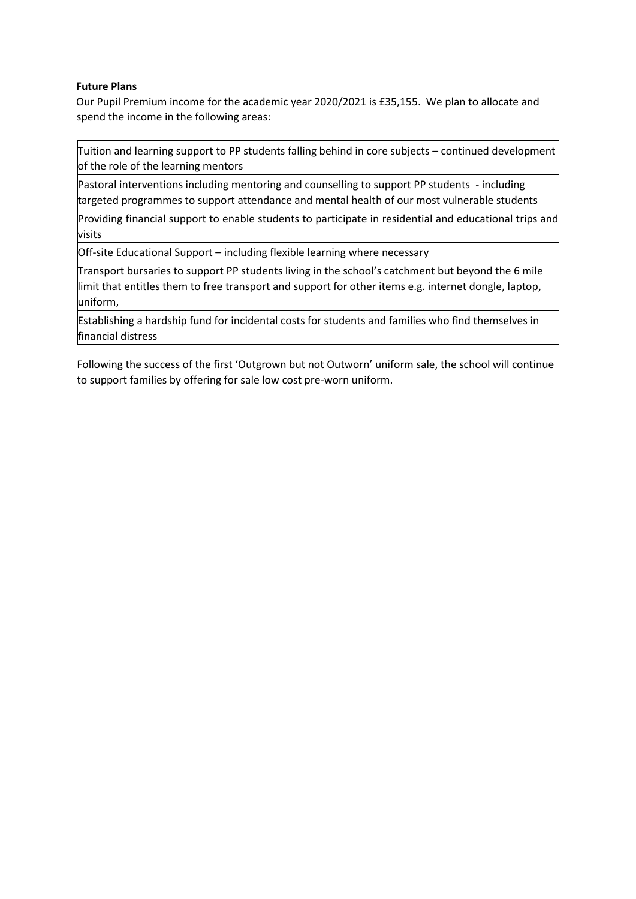**Future Plans**

Our Pupil Premium income for the academic year 2020/2021 is £35,155. We plan to allocate and spend the income in the following areas:

| |
|---|
| Tuition and learning support to PP students falling behind in core subjects – continued development of the role of the learning mentors |
| Pastoral interventions including mentoring and counselling to support PP students - including targeted programmes to support attendance and mental health of our most vulnerable students |
| Providing financial support to enable students to participate in residential and educational trips and visits |
| Off-site Educational Support – including flexible learning where necessary |
| Transport bursaries to support PP students living in the school's catchment but beyond the 6 mile limit that entitles them to free transport and support for other items e.g. internet dongle, laptop, uniform, |
| Establishing a hardship fund for incidental costs for students and families who find themselves in financial distress |

Following the success of the first 'Outgrown but not Outworn' uniform sale, the school will continue to support families by offering for sale low cost pre-worn uniform.